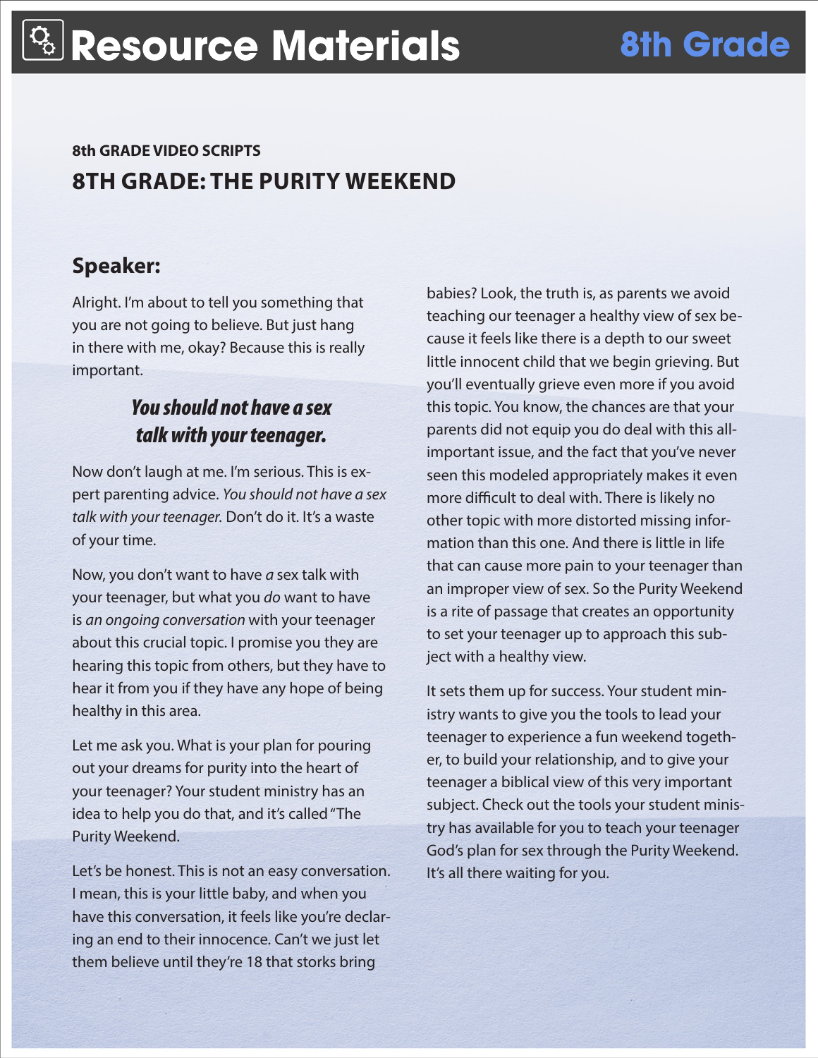# Resource Materials

## 8th Grade

**8th GRADE VIDEO SCRIPTS**

## 8TH GRADE: THE PURITY WEEKEND

### Speaker:

Alright. I'm about to tell you something that you are not going to believe. But just hang in there with me, okay? Because this is really important.

***You should not have a sex talk with your teenager.***

Now don't laugh at me. I'm serious. This is expert parenting advice. *You should not have a sex talk with your teenager.* Don't do it. It's a waste of your time.

Now, you don't want to have *a* sex talk with your teenager, but what you *do* want to have is *an ongoing conversation* with your teenager about this crucial topic. I promise you they are hearing this topic from others, but they have to hear it from you if they have any hope of being healthy in this area.

Let me ask you. What is your plan for pouring out your dreams for purity into the heart of your teenager? Your student ministry has an idea to help you do that, and it's called "The Purity Weekend.

Let's be honest. This is not an easy conversation. I mean, this is your little baby, and when you have this conversation, it feels like you're declaring an end to their innocence. Can't we just let them believe until they're 18 that storks bring babies? Look, the truth is, as parents we avoid teaching our teenager a healthy view of sex because it feels like there is a depth to our sweet little innocent child that we begin grieving. But you'll eventually grieve even more if you avoid this topic. You know, the chances are that your parents did not equip you do deal with this all-important issue, and the fact that you've never seen this modeled appropriately makes it even more difficult to deal with. There is likely no other topic with more distorted missing information than this one. And there is little in life that can cause more pain to your teenager than an improper view of sex. So the Purity Weekend is a rite of passage that creates an opportunity to set your teenager up to approach this subject with a healthy view.

It sets them up for success. Your student ministry wants to give you the tools to lead your teenager to experience a fun weekend together, to build your relationship, and to give your teenager a biblical view of this very important subject. Check out the tools your student ministry has available for you to teach your teenager God's plan for sex through the Purity Weekend. It's all there waiting for you.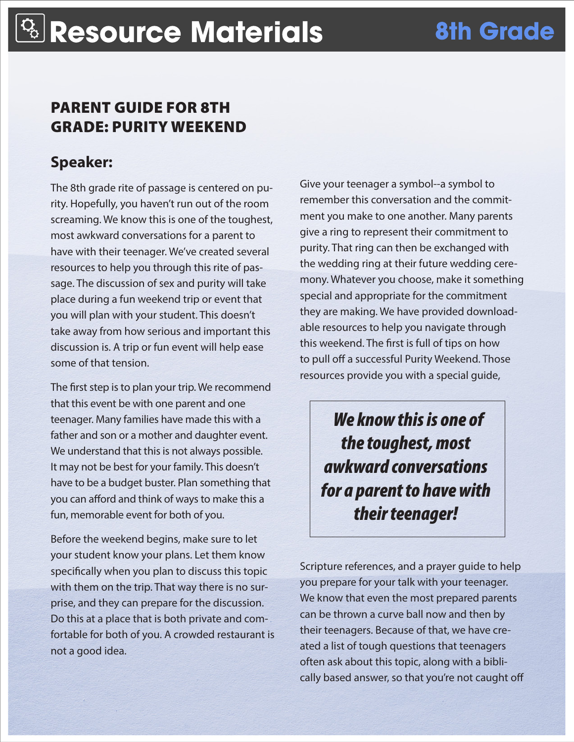# Resource Materials

8th Grade

## PARENT GUIDE FOR 8TH GRADE: PURITY WEEKEND

### Speaker:

The 8th grade rite of passage is centered on purity. Hopefully, you haven't run out of the room screaming. We know this is one of the toughest, most awkward conversations for a parent to have with their teenager. We've created several resources to help you through this rite of passage. The discussion of sex and purity will take place during a fun weekend trip or event that you will plan with your student. This doesn't take away from how serious and important this discussion is. A trip or fun event will help ease some of that tension.

The first step is to plan your trip. We recommend that this event be with one parent and one teenager. Many families have made this with a father and son or a mother and daughter event. We understand that this is not always possible. It may not be best for your family. This doesn't have to be a budget buster. Plan something that you can afford and think of ways to make this a fun, memorable event for both of you.

Before the weekend begins, make sure to let your student know your plans. Let them know specifically when you plan to discuss this topic with them on the trip. That way there is no surprise, and they can prepare for the discussion. Do this at a place that is both private and comfortable for both of you. A crowded restaurant is not a good idea.

Give your teenager a symbol--a symbol to remember this conversation and the commitment you make to one another. Many parents give a ring to represent their commitment to purity. That ring can then be exchanged with the wedding ring at their future wedding ceremony. Whatever you choose, make it something special and appropriate for the commitment they are making. We have provided downloadable resources to help you navigate through this weekend. The first is full of tips on how to pull off a successful Purity Weekend. Those resources provide you with a special guide, Scripture references, and a prayer guide to help you prepare for your talk with your teenager. We know that even the most prepared parents can be thrown a curve ball now and then by their teenagers. Because of that, we have created a list of tough questions that teenagers often ask about this topic, along with a biblically based answer, so that you're not caught off

> ***We know this is one of the toughest, most awkward conversations for a parent to have with their teenager!***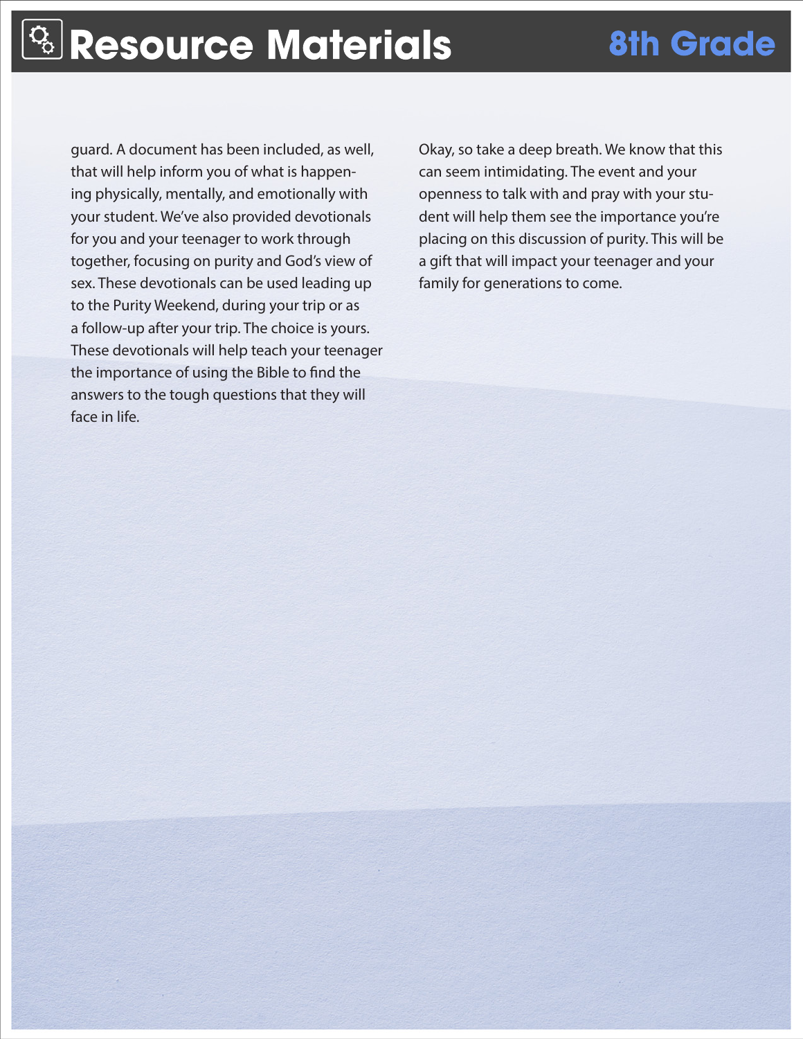guard. A document has been included, as well, that will help inform you of what is happening physically, mentally, and emotionally with your student. We've also provided devotionals for you and your teenager to work through together, focusing on purity and God's view of sex. These devotionals can be used leading up to the Purity Weekend, during your trip or as a follow-up after your trip. The choice is yours. These devotionals will help teach your teenager the importance of using the Bible to find the answers to the tough questions that they will face in life.

Okay, so take a deep breath. We know that this can seem intimidating. The event and your openness to talk with and pray with your student will help them see the importance you're placing on this discussion of purity. This will be a gift that will impact your teenager and your family for generations to come.